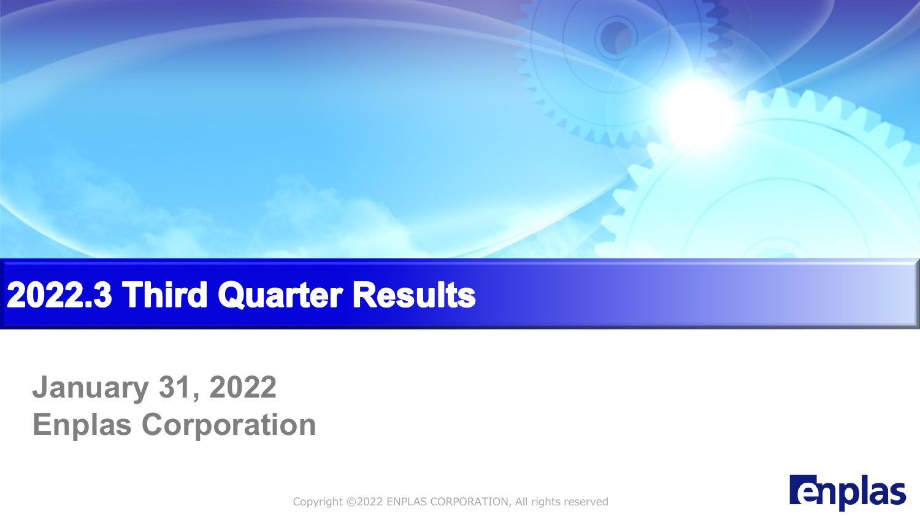# 2022.3 Third Quarter Results

**January 31, 2022**
**Enplas Corporation**

Copyright ©2022 ENPLAS CORPORATION, All rights reserved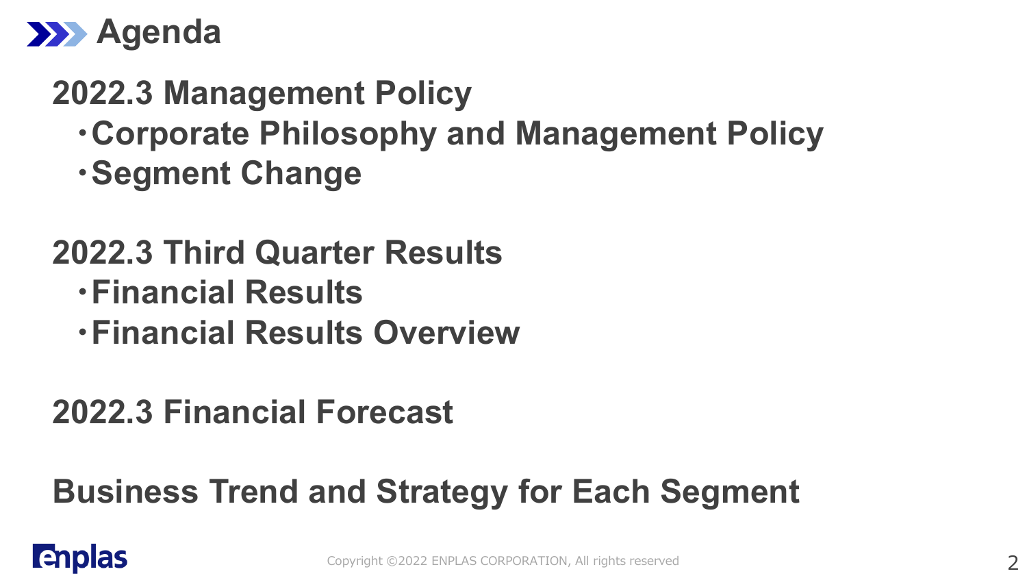# Agenda

## 2022.3 Management Policy

- Corporate Philosophy and Management Policy
- Segment Change

## 2022.3 Third Quarter Results

- Financial Results
- Financial Results Overview

## 2022.3 Financial Forecast

## Business Trend and Strategy for Each Segment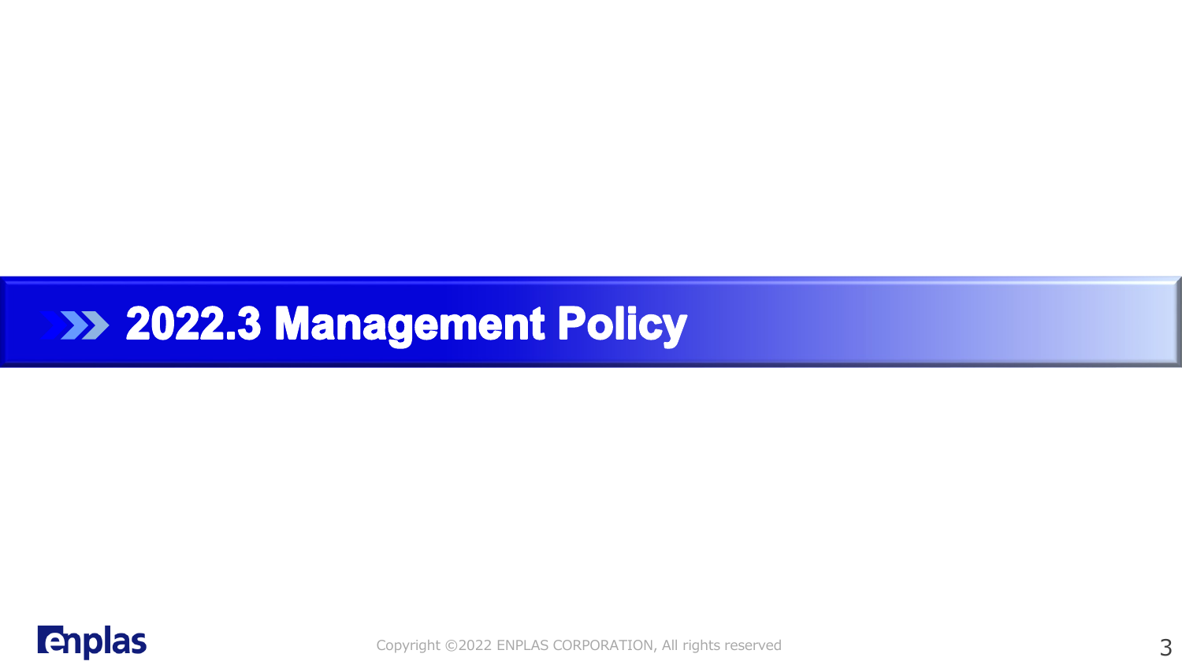# 2022.3 Management Policy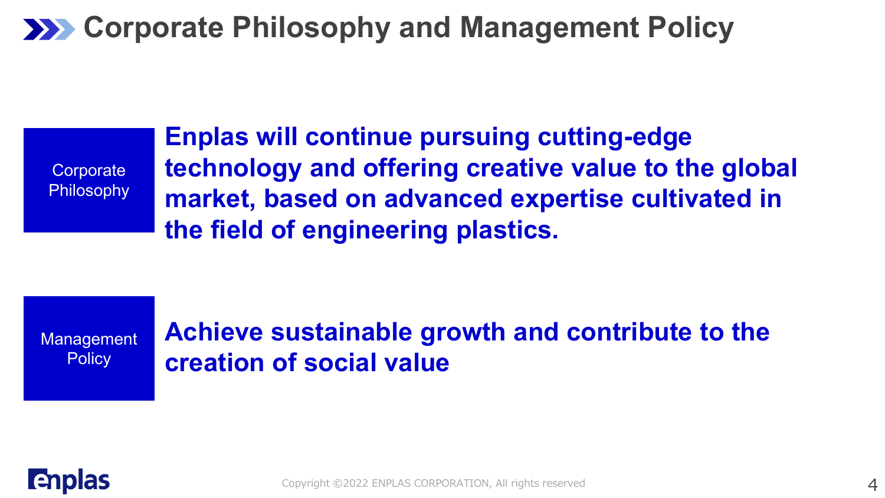# Corporate Philosophy and Management Policy

| Corporate Philosophy | **Enplas will continue pursuing cutting-edge technology and offering creative value to the global market, based on advanced expertise cultivated in the field of engineering plastics.** |
| --- | --- |
| Management Policy | **Achieve sustainable growth and contribute to the creation of social value** |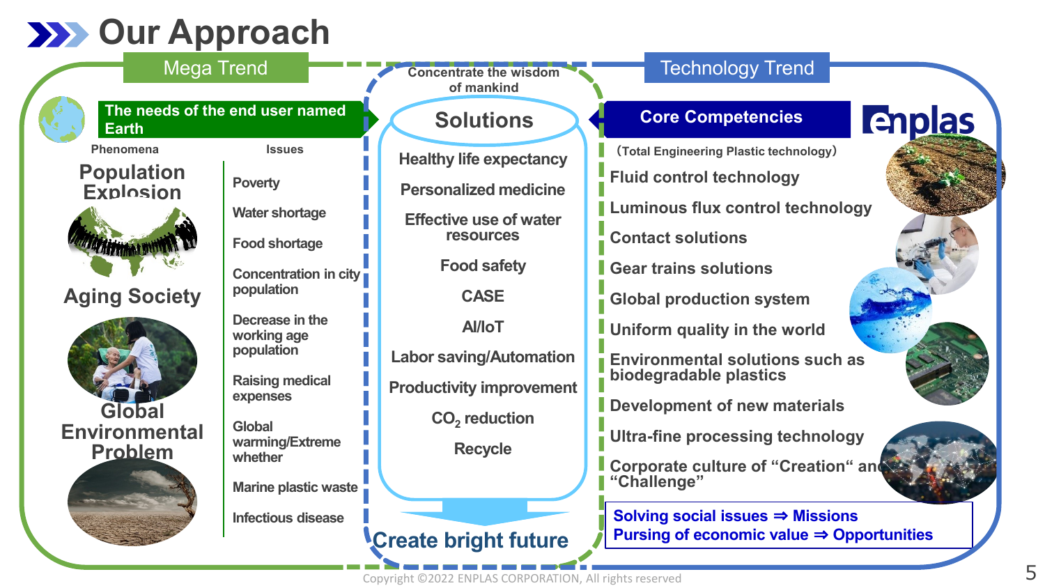# Our Approach

## Mega Trend

**The needs of the end user named Earth**

| Phenomena | Issues |
|---|---|
| Population Explosion | Poverty |
| | Water shortage |
| | Food shortage |
| | Concentration in city population |
| Aging Society | Decrease in the working age population |
| | Raising medical expenses |
| Global Environmental Problem | Global warming/Extreme whether |
| | Marine plastic waste |
| | Infectious disease |

## Concentrate the wisdom of mankind

### Solutions

- Healthy life expectancy
- Personalized medicine
- Effective use of water resources
- Food safety
- CASE
- AI/IoT
- Labor saving/Automation
- Productivity improvement
- $CO_2$ reduction
- Recycle

**Create bright future**

## Technology Trend

### Core Competencies

enplas

(Total Engineering Plastic technology)

- Fluid control technology
- Luminous flux control technology
- Contact solutions
- Gear trains solutions
- Global production system
- Uniform quality in the world
- Environmental solutions such as biodegradable plastics
- Development of new materials
- Ultra-fine processing technology
- Corporate culture of "Creation" and "Challenge"

**Solving social issues ⇒ Missions**
**Pursing of economic value ⇒ Opportunities**

Copyright ©2022 ENPLAS CORPORATION, All rights reserved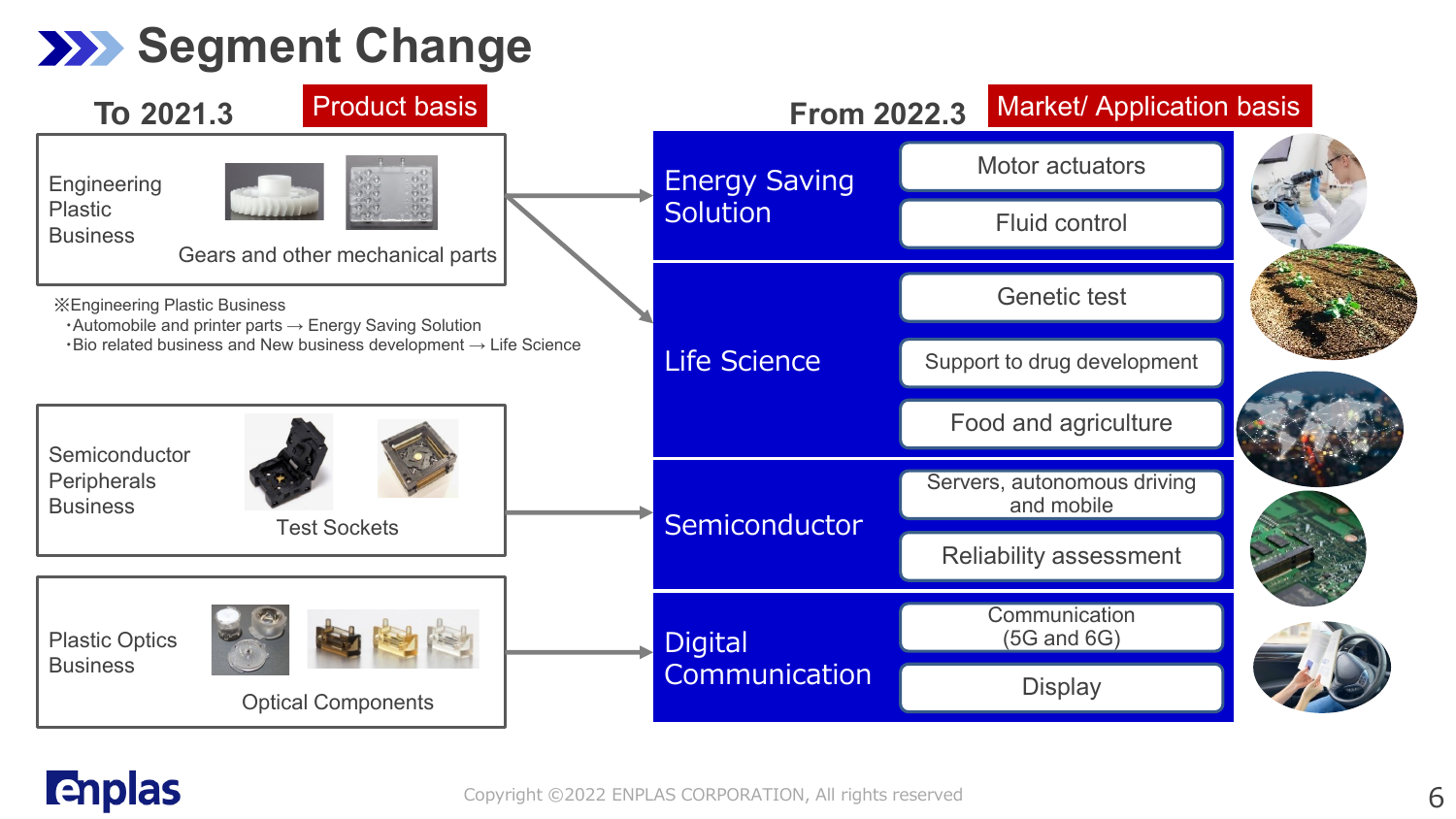# Segment Change

## To 2021.3 — Product basis

**Engineering Plastic Business**
Gears and other mechanical parts

※Engineering Plastic Business
・Automobile and printer parts → Energy Saving Solution
・Bio related business and New business development → Life Science

**Semiconductor Peripherals Business**
Test Sockets

**Plastic Optics Business**
Optical Components

## From 2022.3 — Market/ Application basis

**Energy Saving Solution**
- Motor actuators
- Fluid control

**Life Science**
- Genetic test
- Support to drug development
- Food and agriculture

**Semiconductor**
- Servers, autonomous driving and mobile
- Reliability assessment

**Digital Communication**
- Communication (5G and 6G)
- Display

Copyright ©2022 ENPLAS CORPORATION, All rights reserved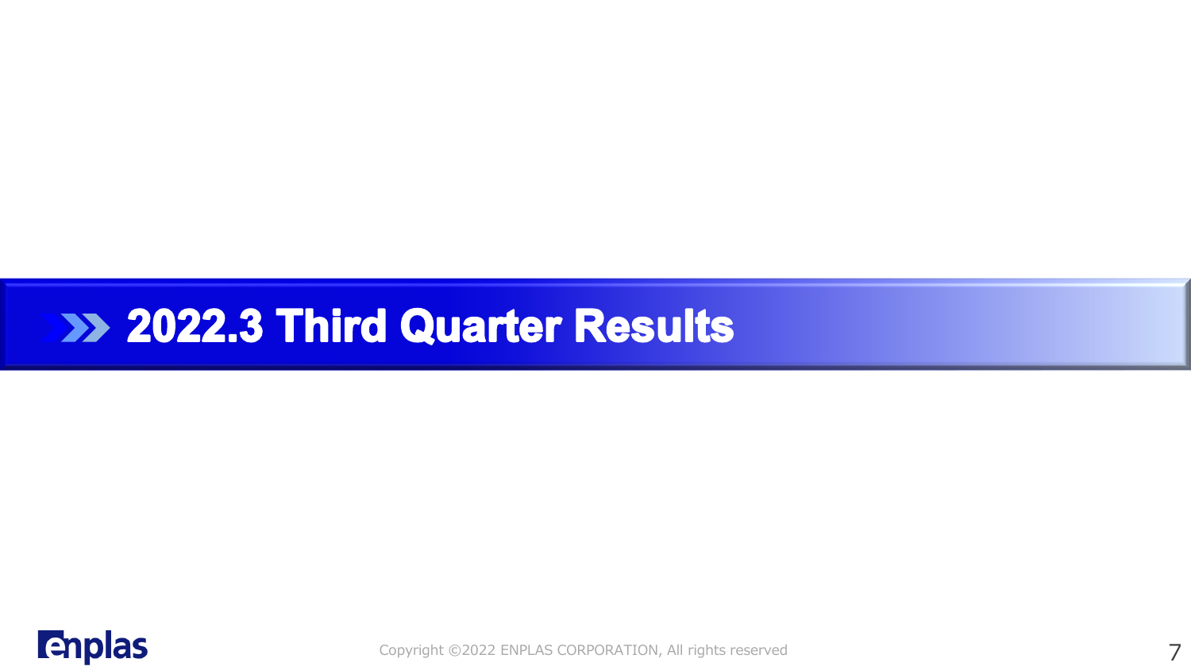# 2022.3 Third Quarter Results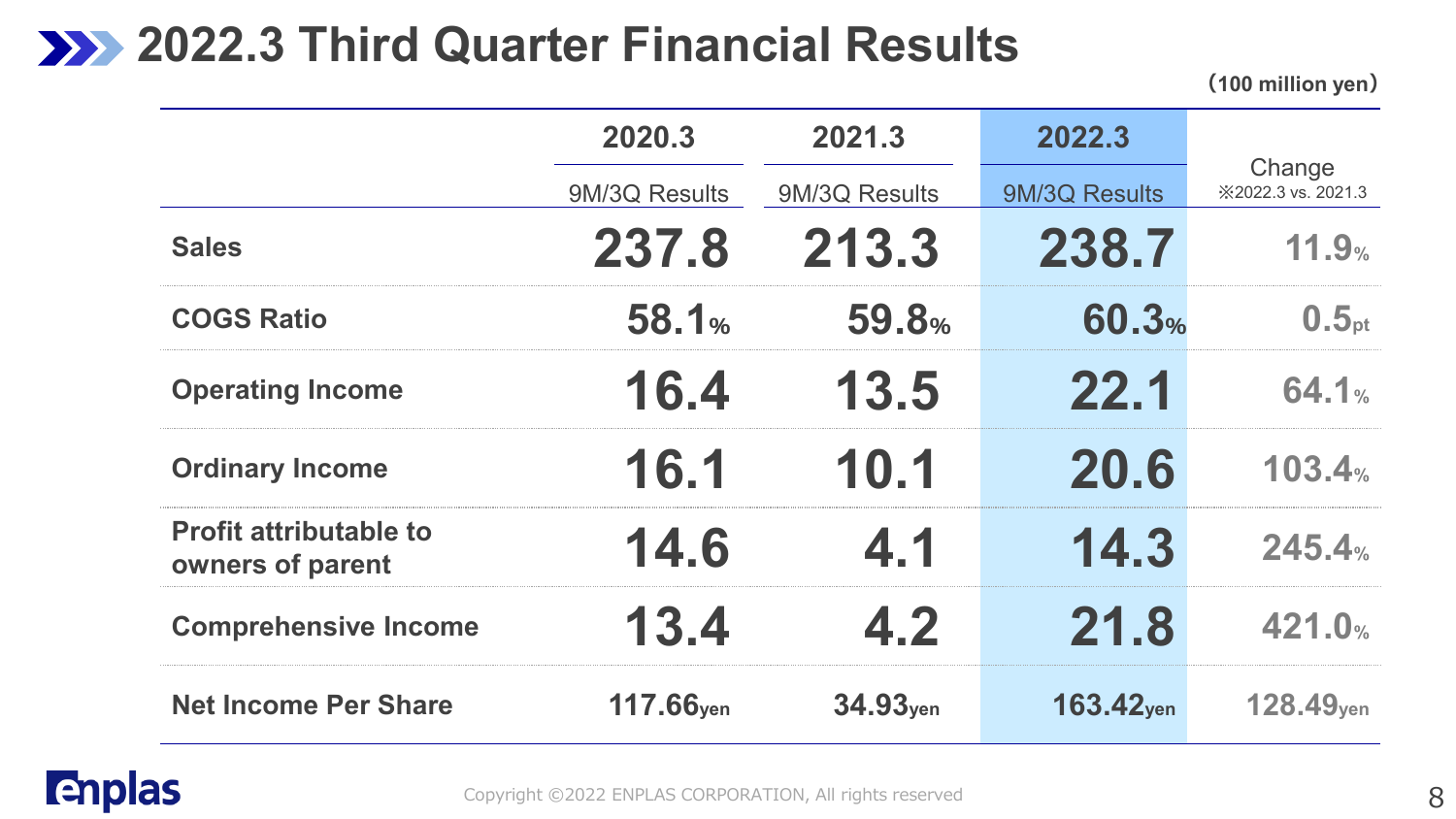# 2022.3 Third Quarter Financial Results

(100 million yen)

| | 2020.3 | 2021.3 | 2022.3 | Change |
|---|---|---|---|---|
| | 9M/3Q Results | 9M/3Q Results | 9M/3Q Results | ※2022.3 vs. 2021.3 |
| **Sales** | 237.8 | 213.3 | 238.7 | 11.9% |
| **COGS Ratio** | 58.1% | 59.8% | 60.3% | 0.5pt |
| **Operating Income** | 16.4 | 13.5 | 22.1 | 64.1% |
| **Ordinary Income** | 16.1 | 10.1 | 20.6 | 103.4% |
| **Profit attributable to owners of parent** | 14.6 | 4.1 | 14.3 | 245.4% |
| **Comprehensive Income** | 13.4 | 4.2 | 21.8 | 421.0% |
| **Net Income Per Share** | 117.66yen | 34.93yen | 163.42yen | 128.49yen |

Copyright ©2022 ENPLAS CORPORATION, All rights reserved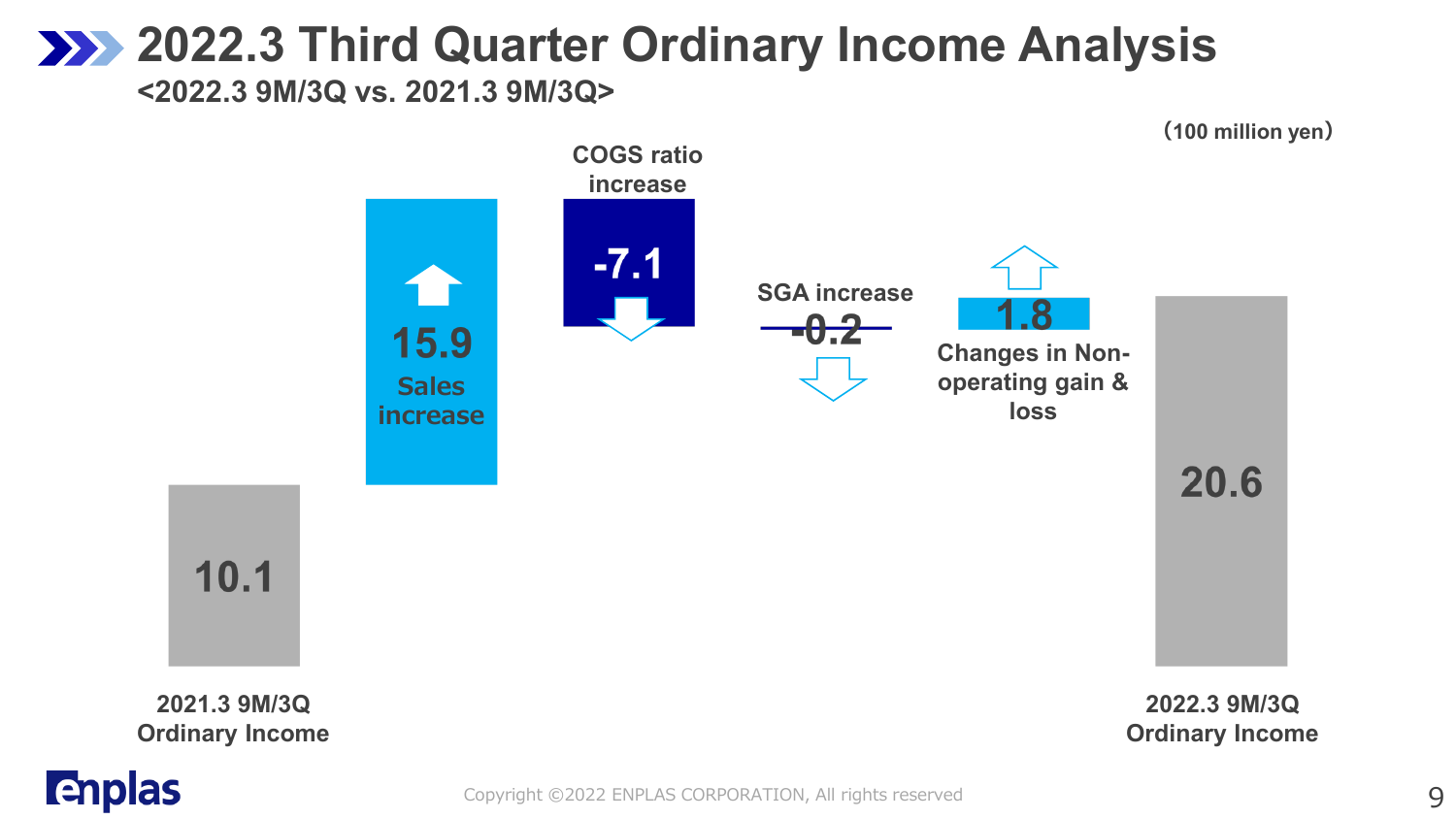# 2022.3 Third Quarter Ordinary Income Analysis

**<2022.3 9M/3Q vs. 2021.3 9M/3Q>**

(100 million yen)

| Item | Amount |
|---|---|
| 2021.3 9M/3Q Ordinary Income | 10.1 |
| Sales increase | 15.9 |
| COGS ratio increase | -7.1 |
| SGA increase | -0.2 |
| Changes in Non-operating gain & loss | 1.8 |
| 2022.3 9M/3Q Ordinary Income | 20.6 |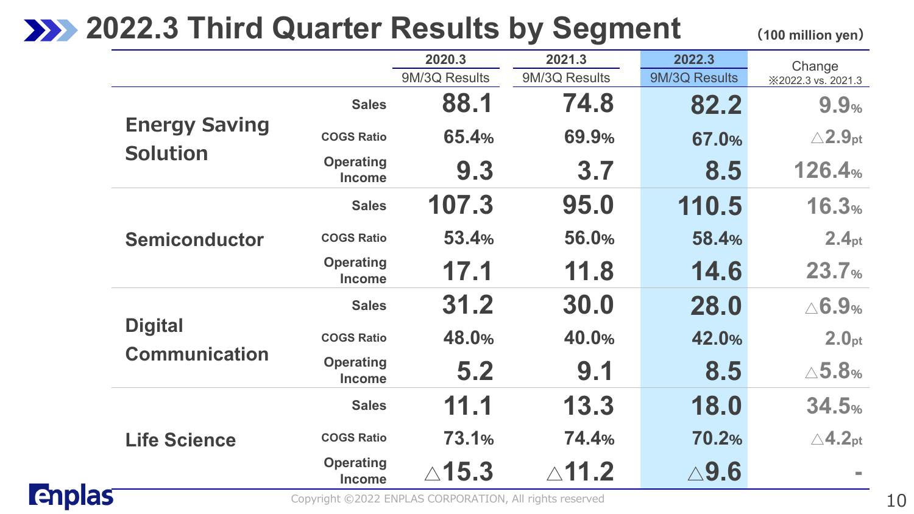# 2022.3 Third Quarter Results by Segment

(100 million yen)

| Segment | | 2020.3 9M/3Q Results | 2021.3 9M/3Q Results | 2022.3 9M/3Q Results | Change ※2022.3 vs. 2021.3 |
|---|---|---|---|---|---|
| Energy Saving Solution | Sales | 88.1 | 74.8 | 82.2 | 9.9% |
| | COGS Ratio | 65.4% | 69.9% | 67.0% | △2.9pt |
| | Operating Income | 9.3 | 3.7 | 8.5 | 126.4% |
| Semiconductor | Sales | 107.3 | 95.0 | 110.5 | 16.3% |
| | COGS Ratio | 53.4% | 56.0% | 58.4% | 2.4pt |
| | Operating Income | 17.1 | 11.8 | 14.6 | 23.7% |
| Digital Communication | Sales | 31.2 | 30.0 | 28.0 | △6.9% |
| | COGS Ratio | 48.0% | 40.0% | 42.0% | 2.0pt |
| | Operating Income | 5.2 | 9.1 | 8.5 | △5.8% |
| Life Science | Sales | 11.1 | 13.3 | 18.0 | 34.5% |
| | COGS Ratio | 73.1% | 74.4% | 70.2% | △4.2pt |
| | Operating Income | △15.3 | △11.2 | △9.6 | - |

Copyright ©2022 ENPLAS CORPORATION, All rights reserved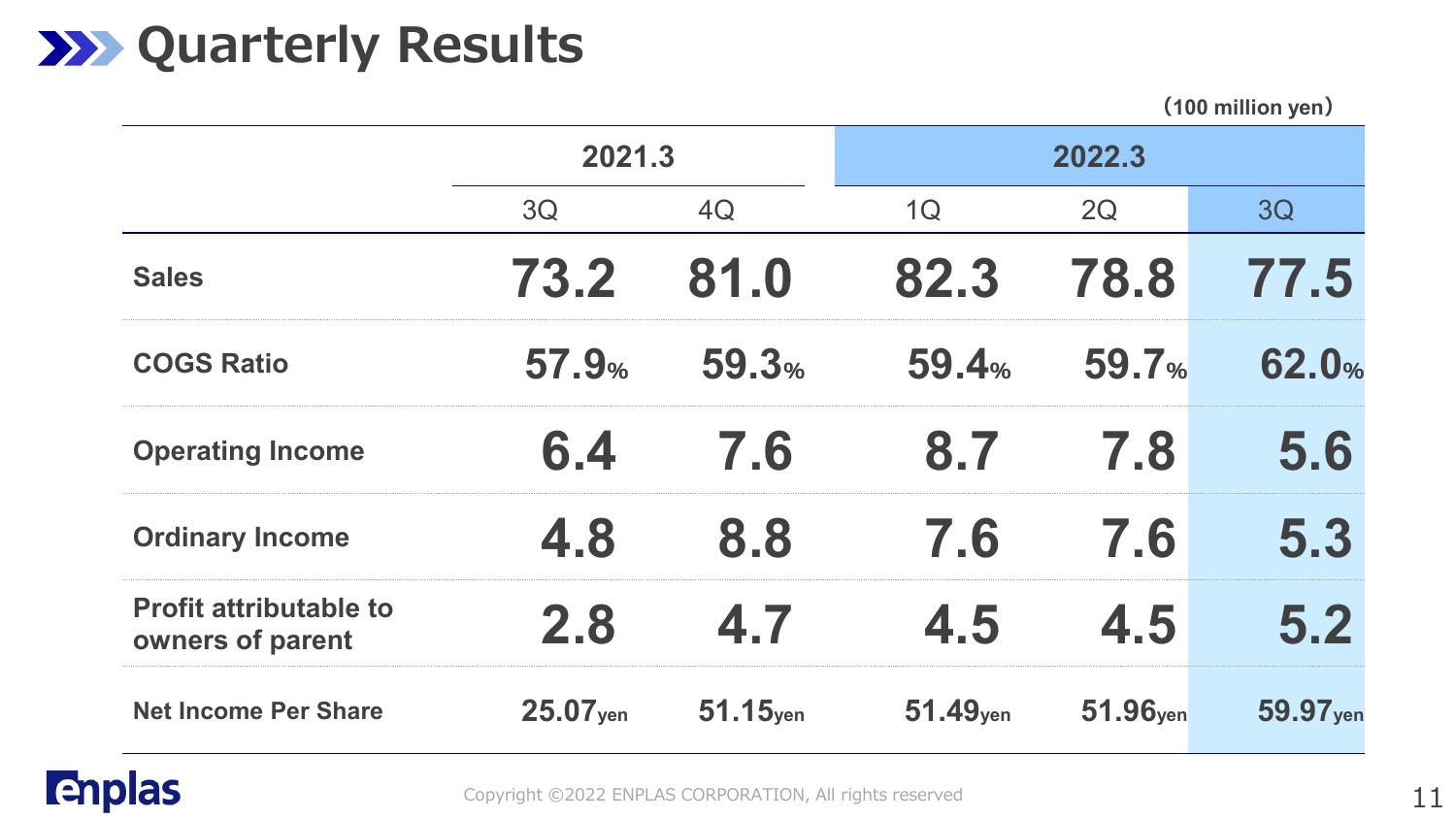# Quarterly Results

(100 million yen)

| | 2021.3 | | 2022.3 | | |
|---|---|---|---|---|---|
| | 3Q | 4Q | 1Q | 2Q | 3Q |
| Sales | 73.2 | 81.0 | 82.3 | 78.8 | 77.5 |
| COGS Ratio | 57.9% | 59.3% | 59.4% | 59.7% | 62.0% |
| Operating Income | 6.4 | 7.6 | 8.7 | 7.8 | 5.6 |
| Ordinary Income | 4.8 | 8.8 | 7.6 | 7.6 | 5.3 |
| Profit attributable to owners of parent | 2.8 | 4.7 | 4.5 | 4.5 | 5.2 |
| Net Income Per Share | 25.07yen | 51.15yen | 51.49yen | 51.96yen | 59.97yen |

enplas

Copyright ©2022 ENPLAS CORPORATION, All rights reserved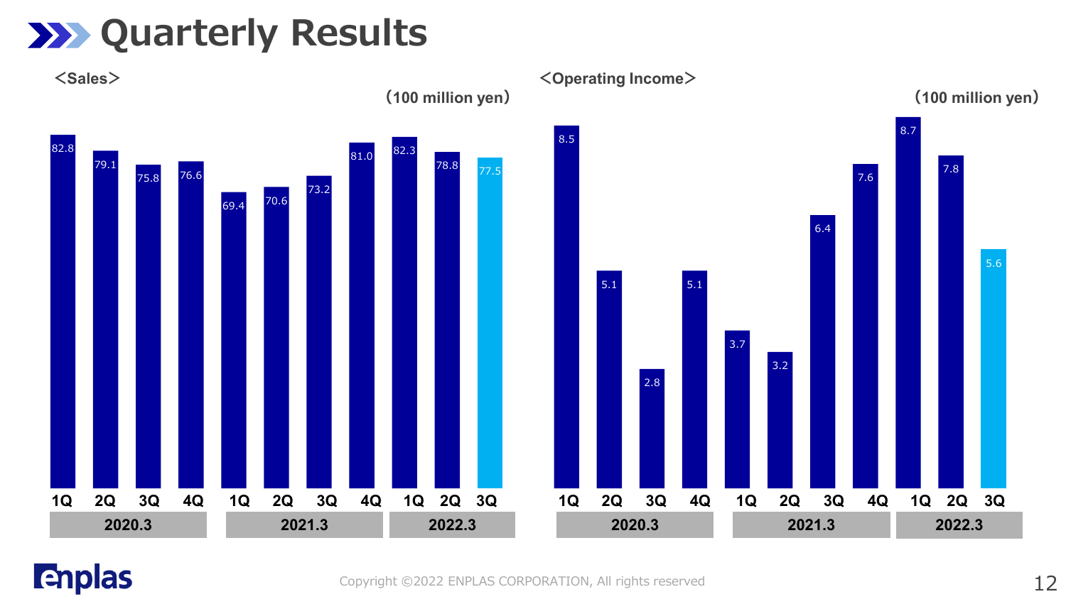# Quarterly Results

## <Sales>

(100 million yen)

| Fiscal Year | Quarter | Sales |
|---|---|---|
| 2020.3 | 1Q | 82.8 |
| 2020.3 | 2Q | 79.1 |
| 2020.3 | 3Q | 75.8 |
| 2020.3 | 4Q | 76.6 |
| 2021.3 | 1Q | 69.4 |
| 2021.3 | 2Q | 70.6 |
| 2021.3 | 3Q | 73.2 |
| 2021.3 | 4Q | 81.0 |
| 2022.3 | 1Q | 82.3 |
| 2022.3 | 2Q | 78.8 |
| 2022.3 | 3Q | 77.5 |

## <Operating Income>

(100 million yen)

| Fiscal Year | Quarter | Operating Income |
|---|---|---|
| 2020.3 | 1Q | 8.5 |
| 2020.3 | 2Q | 5.1 |
| 2020.3 | 3Q | 2.8 |
| 2020.3 | 4Q | 5.1 |
| 2021.3 | 1Q | 3.7 |
| 2021.3 | 2Q | 3.2 |
| 2021.3 | 3Q | 6.4 |
| 2021.3 | 4Q | 7.6 |
| 2022.3 | 1Q | 8.7 |
| 2022.3 | 2Q | 7.8 |
| 2022.3 | 3Q | 5.6 |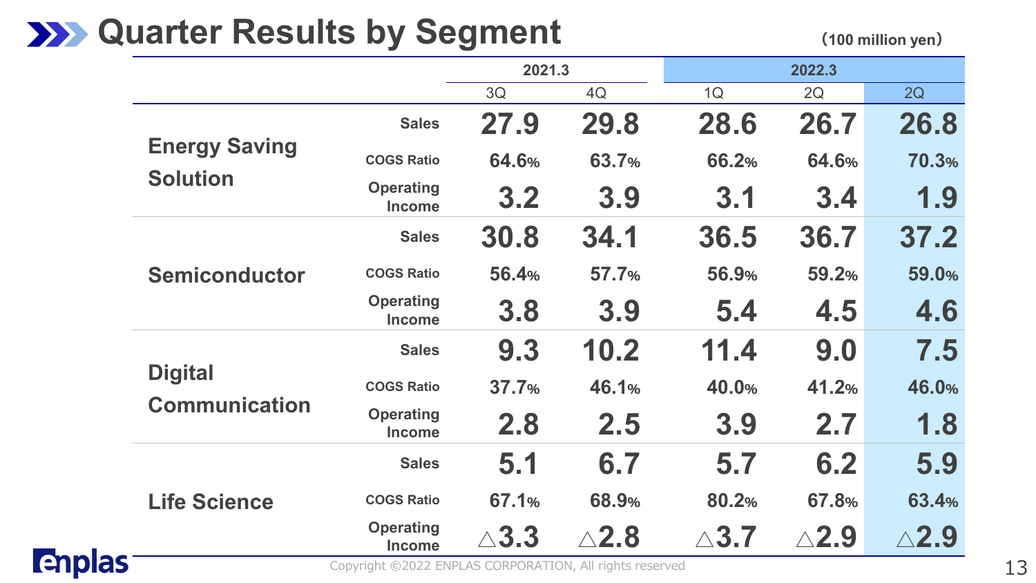# Quarter Results by Segment

（100 million yen）

| | | 2021.3 | | 2022.3 | | |
|---|---|---|---|---|---|---|
| | | 3Q | 4Q | 1Q | 2Q | 2Q |
| Energy Saving Solution | Sales | 27.9 | 29.8 | 28.6 | 26.7 | 26.8 |
| | COGS Ratio | 64.6% | 63.7% | 66.2% | 64.6% | 70.3% |
| | Operating Income | 3.2 | 3.9 | 3.1 | 3.4 | 1.9 |
| Semiconductor | Sales | 30.8 | 34.1 | 36.5 | 36.7 | 37.2 |
| | COGS Ratio | 56.4% | 57.7% | 56.9% | 59.2% | 59.0% |
| | Operating Income | 3.8 | 3.9 | 5.4 | 4.5 | 4.6 |
| Digital Communication | Sales | 9.3 | 10.2 | 11.4 | 9.0 | 7.5 |
| | COGS Ratio | 37.7% | 46.1% | 40.0% | 41.2% | 46.0% |
| | Operating Income | 2.8 | 2.5 | 3.9 | 2.7 | 1.8 |
| Life Science | Sales | 5.1 | 6.7 | 5.7 | 6.2 | 5.9 |
| | COGS Ratio | 67.1% | 68.9% | 80.2% | 67.8% | 63.4% |
| | Operating Income | △3.3 | △2.8 | △3.7 | △2.9 | △2.9 |

Copyright ©2022 ENPLAS CORPORATION, All rights reserved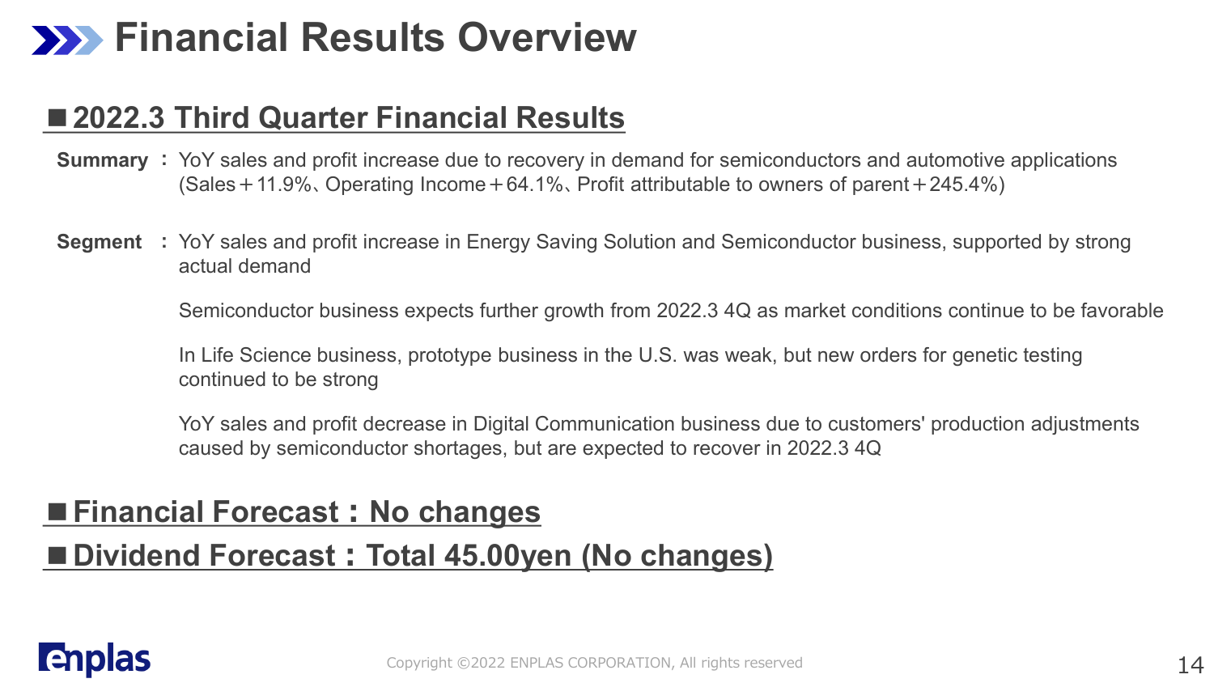# Financial Results Overview

## ■2022.3 Third Quarter Financial Results

**Summary** ： YoY sales and profit increase due to recovery in demand for semiconductors and automotive applications (Sales＋11.9%、Operating Income＋64.1%、Profit attributable to owners of parent＋245.4%)

**Segment** ： YoY sales and profit increase in Energy Saving Solution and Semiconductor business, supported by strong actual demand

Semiconductor business expects further growth from 2022.3 4Q as market conditions continue to be favorable

In Life Science business, prototype business in the U.S. was weak, but new orders for genetic testing continued to be strong

YoY sales and profit decrease in Digital Communication business due to customers' production adjustments caused by semiconductor shortages, but are expected to recover in 2022.3 4Q

## ■Financial Forecast：No changes

## ■Dividend Forecast：Total 45.00yen (No changes)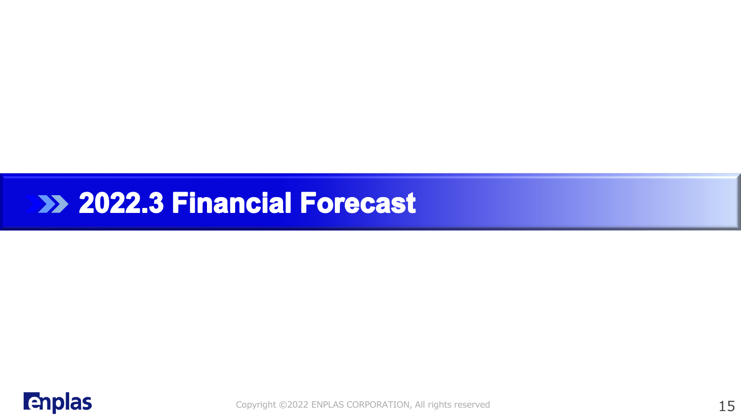# 2022.3 Financial Forecast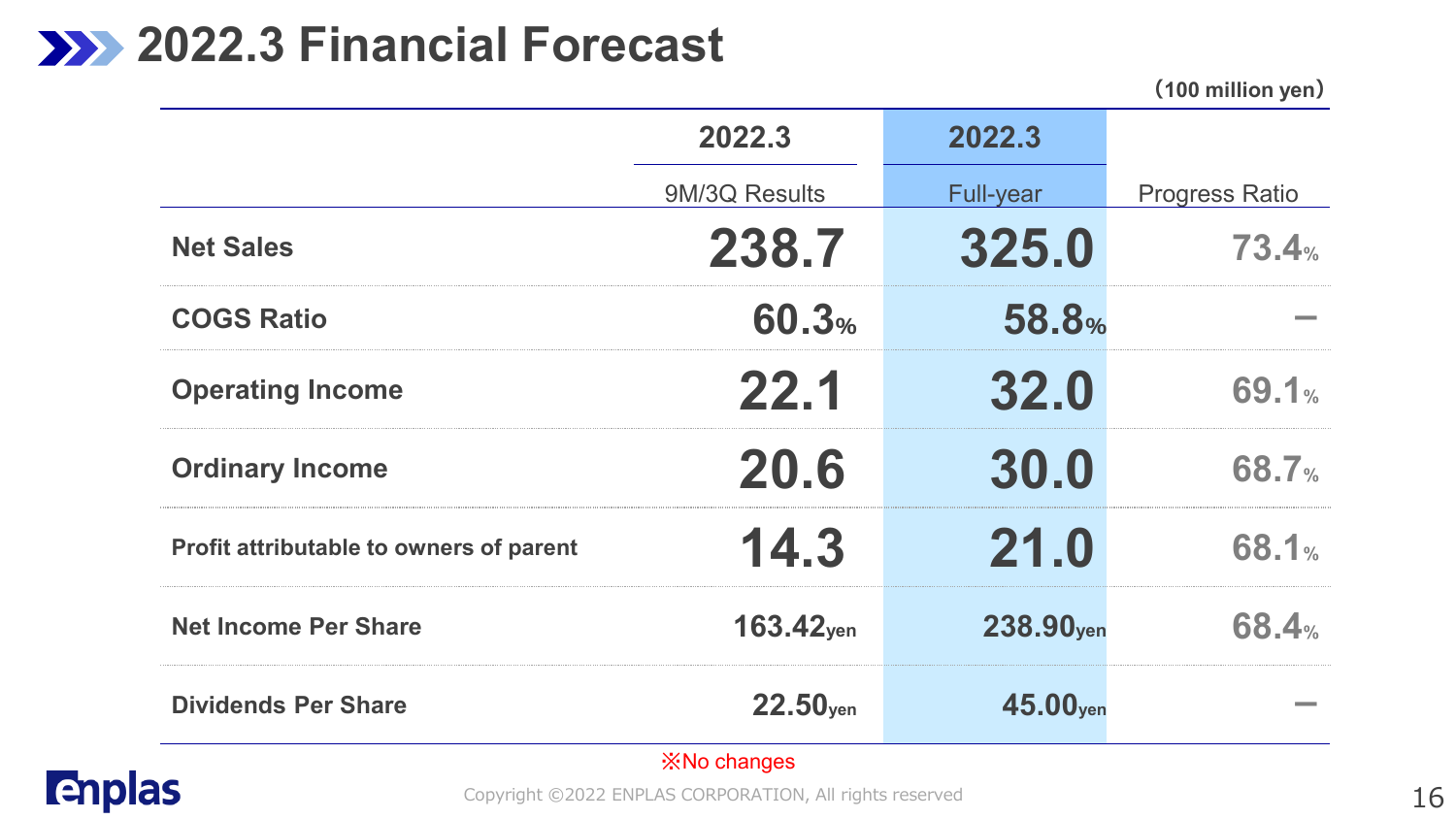# 2022.3 Financial Forecast

（100 million yen）

| | 2022.3 | 2022.3 | |
|---|---|---|---|
| | 9M/3Q Results | Full-year | Progress Ratio |
| **Net Sales** | 238.7 | 325.0 | 73.4% |
| **COGS Ratio** | 60.3% | 58.8% | － |
| **Operating Income** | 22.1 | 32.0 | 69.1% |
| **Ordinary Income** | 20.6 | 30.0 | 68.7% |
| **Profit attributable to owners of parent** | 14.3 | 21.0 | 68.1% |
| **Net Income Per Share** | 163.42yen | 238.90yen | 68.4% |
| **Dividends Per Share** | 22.50yen | 45.00yen | － |

※No changes

Copyright ©2022 ENPLAS CORPORATION, All rights reserved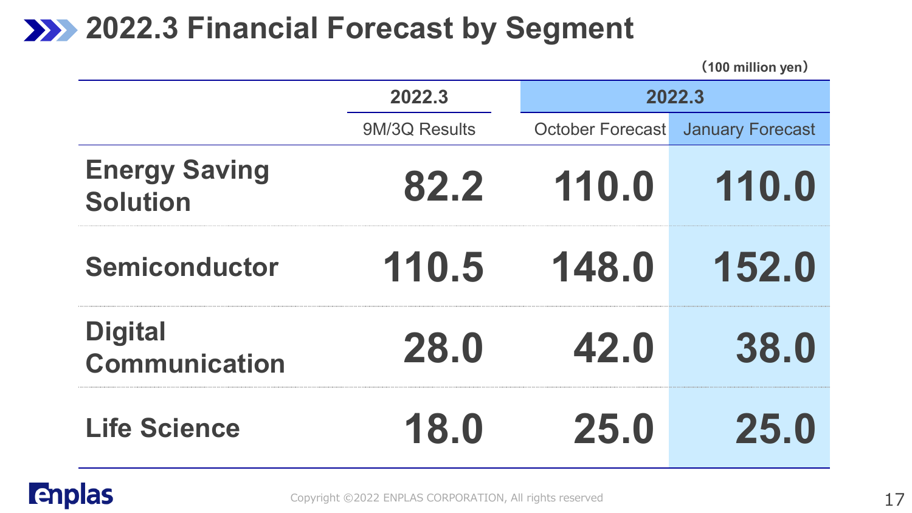# 2022.3 Financial Forecast by Segment

（100 million yen）

| | 2022.3 | 2022.3 | |
|---|---|---|---|
| | 9M/3Q Results | October Forecast | January Forecast |
| **Energy Saving Solution** | **82.2** | **110.0** | **110.0** |
| **Semiconductor** | **110.5** | **148.0** | **152.0** |
| **Digital Communication** | **28.0** | **42.0** | **38.0** |
| **Life Science** | **18.0** | **25.0** | **25.0** |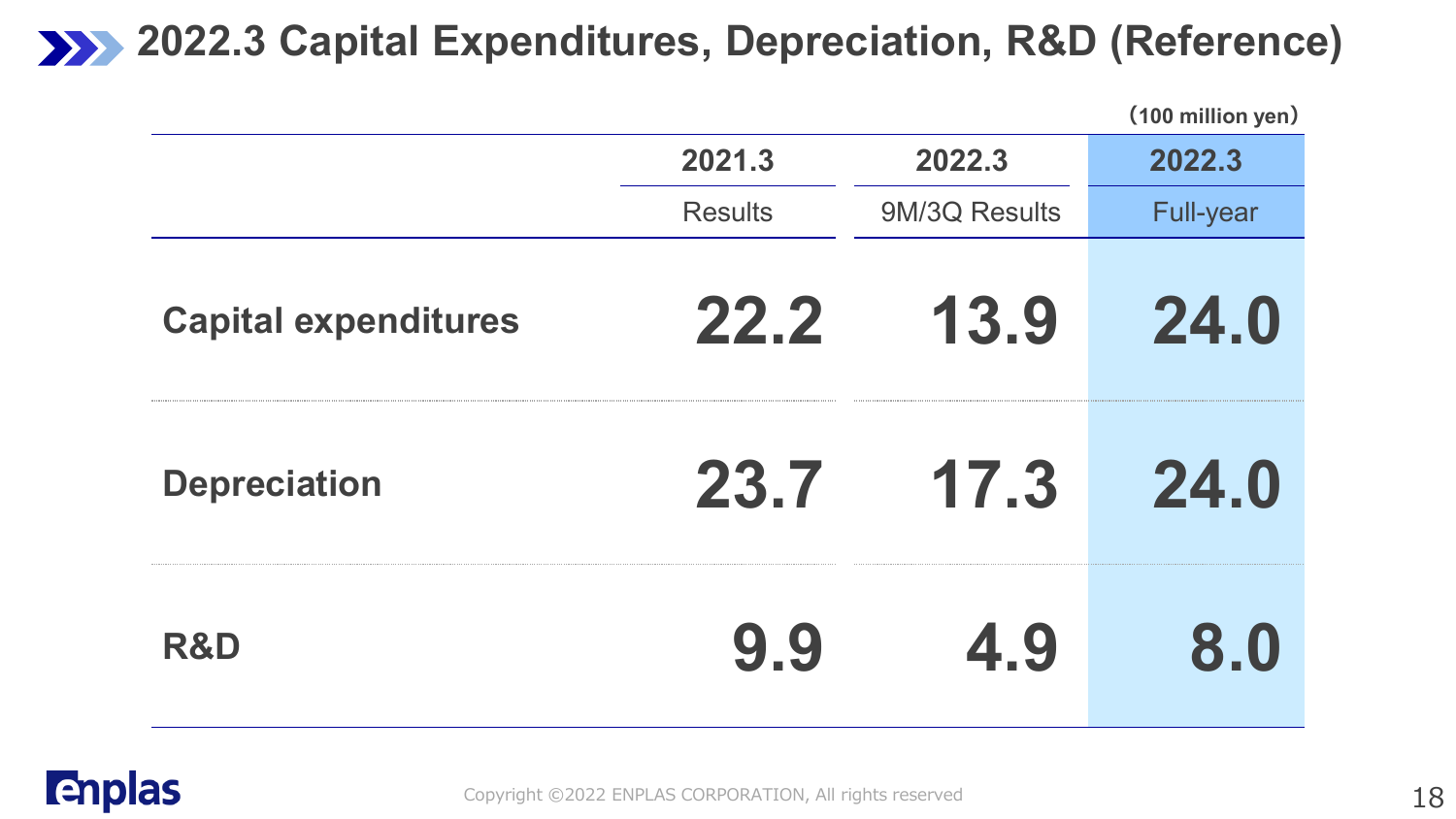# 2022.3 Capital Expenditures, Depreciation, R&D (Reference)

(100 million yen)

| | 2021.3 | 2022.3 | 2022.3 |
|---|---|---|---|
| | Results | 9M/3Q Results | Full-year |
| Capital expenditures | 22.2 | 13.9 | 24.0 |
| Depreciation | 23.7 | 17.3 | 24.0 |
| R&D | 9.9 | 4.9 | 8.0 |

Copyright ©2022 ENPLAS CORPORATION, All rights reserved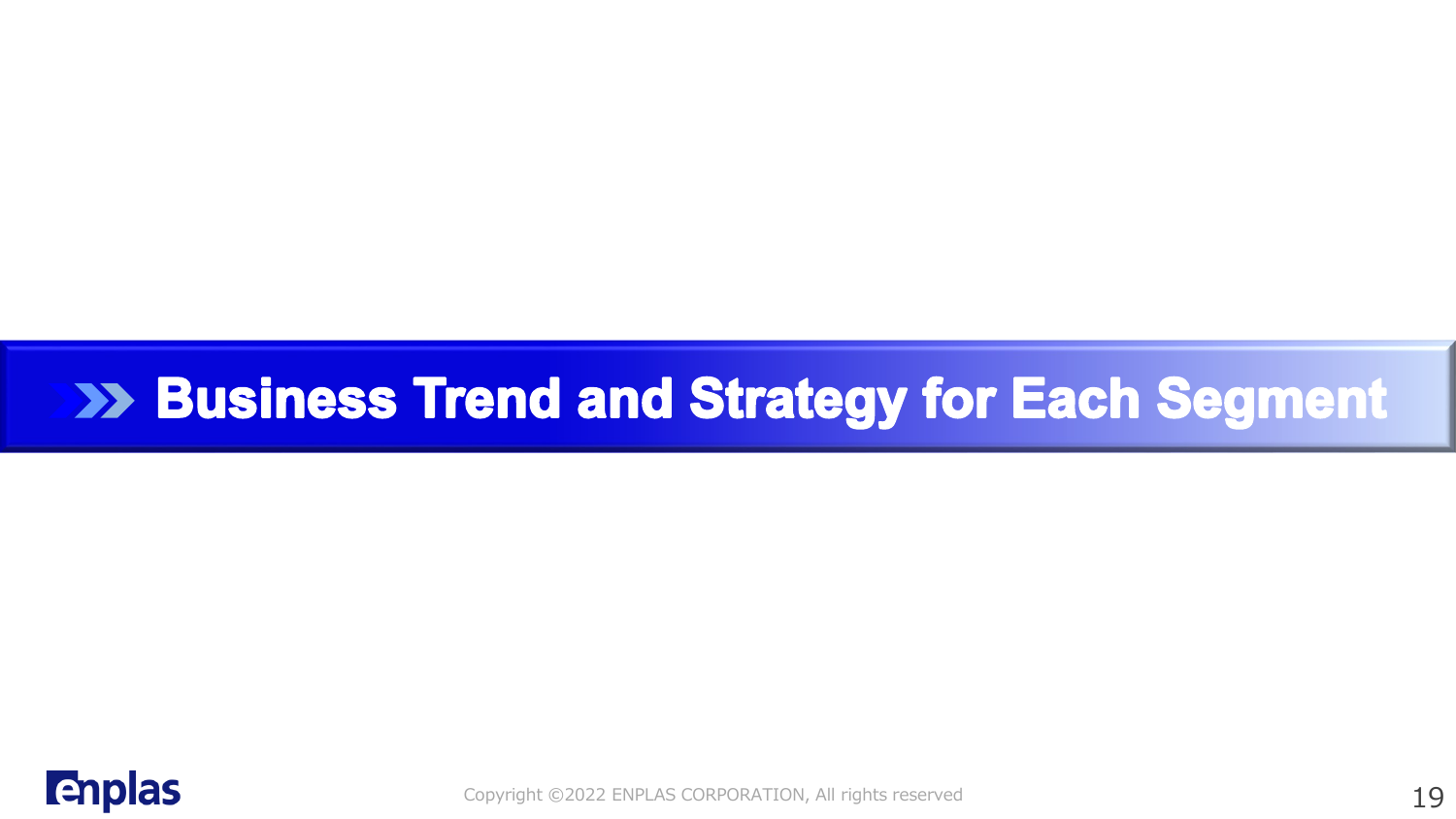# Business Trend and Strategy for Each Segment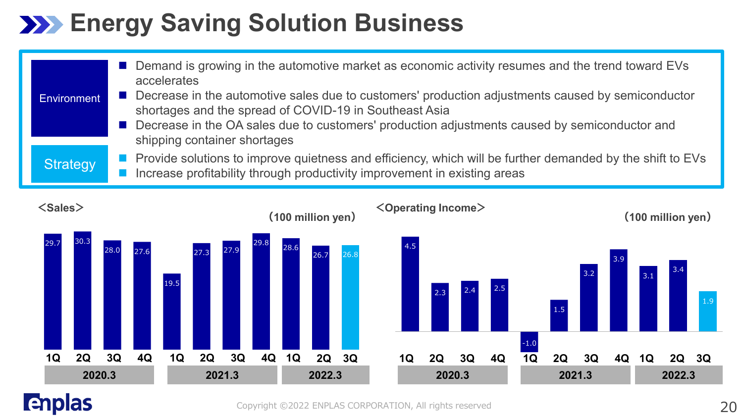# Energy Saving Solution Business

**Environment**

- Demand is growing in the automotive market as economic activity resumes and the trend toward EVs accelerates
- Decrease in the automotive sales due to customers' production adjustments caused by semiconductor shortages and the spread of COVID-19 in Southeast Asia
- Decrease in the OA sales due to customers' production adjustments caused by semiconductor and shipping container shortages

**Strategy**

- Provide solutions to improve quietness and efficiency, which will be further demanded by the shift to EVs
- Increase profitability through productivity improvement in existing areas

＜Sales＞ (100 million yen)

| | 2020.3 | | | | 2021.3 | | | | 2022.3 | | |
|---|---|---|---|---|---|---|---|---|---|---|---|
| | 1Q | 2Q | 3Q | 4Q | 1Q | 2Q | 3Q | 4Q | 1Q | 2Q | 3Q |
| Sales | 29.7 | 30.3 | 28.0 | 27.6 | 19.5 | 27.3 | 27.9 | 29.8 | 28.6 | 26.7 | 26.8 |

＜Operating Income＞ (100 million yen)

| | 2020.3 | | | | 2021.3 | | | | 2022.3 | | |
|---|---|---|---|---|---|---|---|---|---|---|---|
| | 1Q | 2Q | 3Q | 4Q | 1Q | 2Q | 3Q | 4Q | 1Q | 2Q | 3Q |
| Operating Income | 4.5 | 2.3 | 2.4 | 2.5 | -1.0 | 1.5 | 3.2 | 3.9 | 3.1 | 3.4 | 1.9 |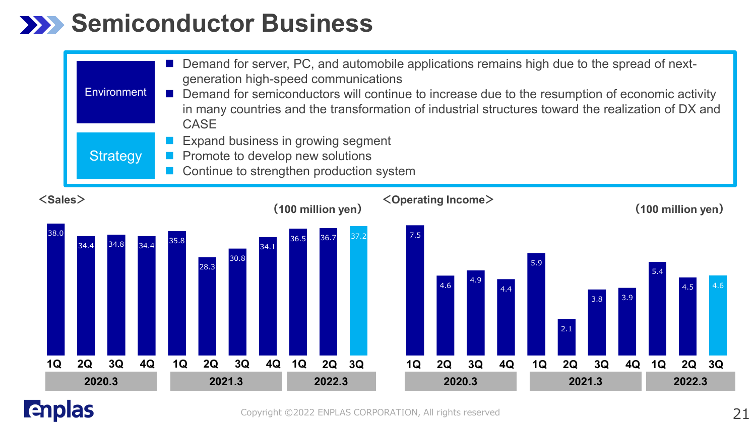# Semiconductor Business

**Environment**

- Demand for server, PC, and automobile applications remains high due to the spread of next-generation high-speed communications
- Demand for semiconductors will continue to increase due to the resumption of economic activity in many countries and the transformation of industrial structures toward the realization of DX and CASE

**Strategy**

- Expand business in growing segment
- Promote to develop new solutions
- Continue to strengthen production system

＜Sales＞ (100 million yen)

| Fiscal year | 1Q | 2Q | 3Q | 4Q |
|---|---|---|---|---|
| 2020.3 | 38.0 | 34.4 | 34.8 | 34.4 |
| 2021.3 | 35.8 | 28.3 | 30.8 | 34.1 |
| 2022.3 | 36.5 | 36.7 | 37.2 | |

＜Operating Income＞ (100 million yen)

| Fiscal year | 1Q | 2Q | 3Q | 4Q |
|---|---|---|---|---|
| 2020.3 | 7.5 | 4.6 | 4.9 | 4.4 |
| 2021.3 | 5.9 | 2.1 | 3.8 | 3.9 |
| 2022.3 | 5.4 | 4.5 | 4.6 | |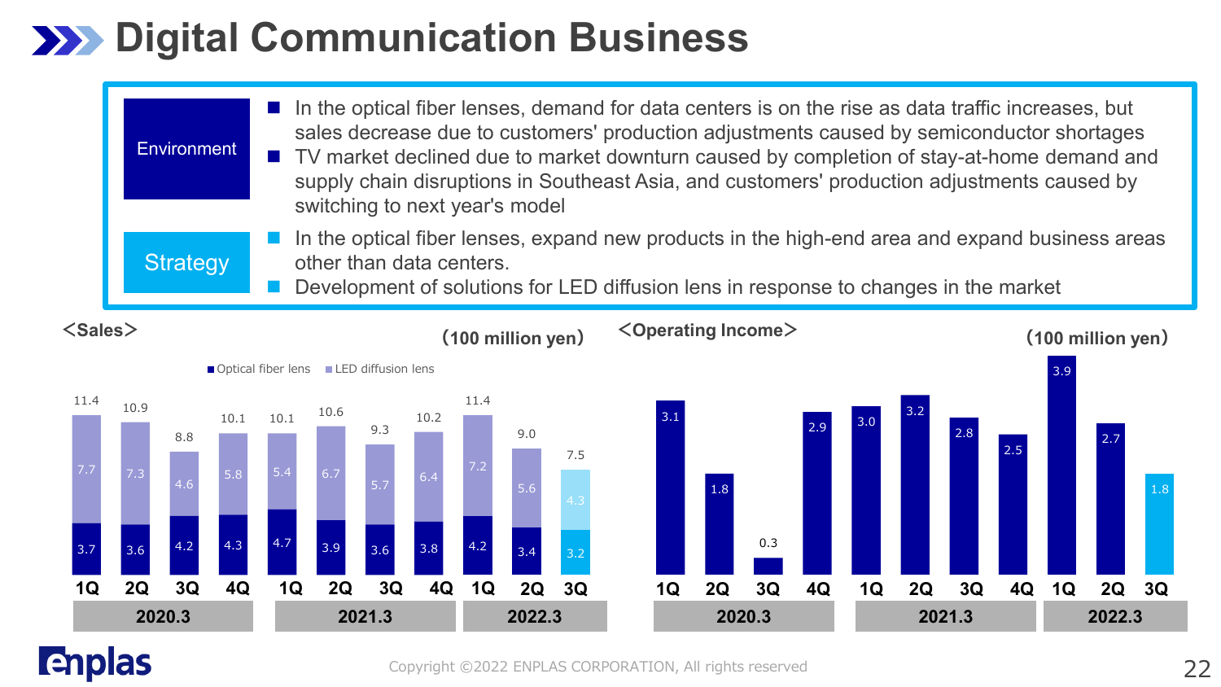# Digital Communication Business

**Environment**

- In the optical fiber lenses, demand for data centers is on the rise as data traffic increases, but sales decrease due to customers' production adjustments caused by semiconductor shortages
- TV market declined due to market downturn caused by completion of stay-at-home demand and supply chain disruptions in Southeast Asia, and customers' production adjustments caused by switching to next year's model

**Strategy**

- In the optical fiber lenses, expand new products in the high-end area and expand business areas other than data centers.
- Development of solutions for LED diffusion lens in response to changes in the market

## <Sales>

(100 million yen)

| Fiscal year | Quarter | Optical fiber lens | LED diffusion lens | Total |
|---|---|---|---|---|
| 2020.3 | 1Q | 3.7 | 7.7 | 11.4 |
| | 2Q | 3.6 | 7.3 | 10.9 |
| | 3Q | 4.2 | 4.6 | 8.8 |
| | 4Q | 4.3 | 5.8 | 10.1 |
| 2021.3 | 1Q | 4.7 | 5.4 | 10.1 |
| | 2Q | 3.9 | 6.7 | 10.6 |
| | 3Q | 3.6 | 5.7 | 9.3 |
| | 4Q | 3.8 | 6.4 | 10.2 |
| 2022.3 | 1Q | 4.2 | 7.2 | 11.4 |
| | 2Q | 3.4 | 5.6 | 9.0 |
| | 3Q | 3.2 | 4.3 | 7.5 |

## <Operating Income>

(100 million yen)

| Fiscal year | 1Q | 2Q | 3Q | 4Q |
|---|---|---|---|---|
| 2020.3 | 3.1 | 1.8 | 0.3 | 2.9 |
| 2021.3 | 3.0 | 3.2 | 2.8 | 2.5 |
| 2022.3 | 3.9 | 2.7 | 1.8 | |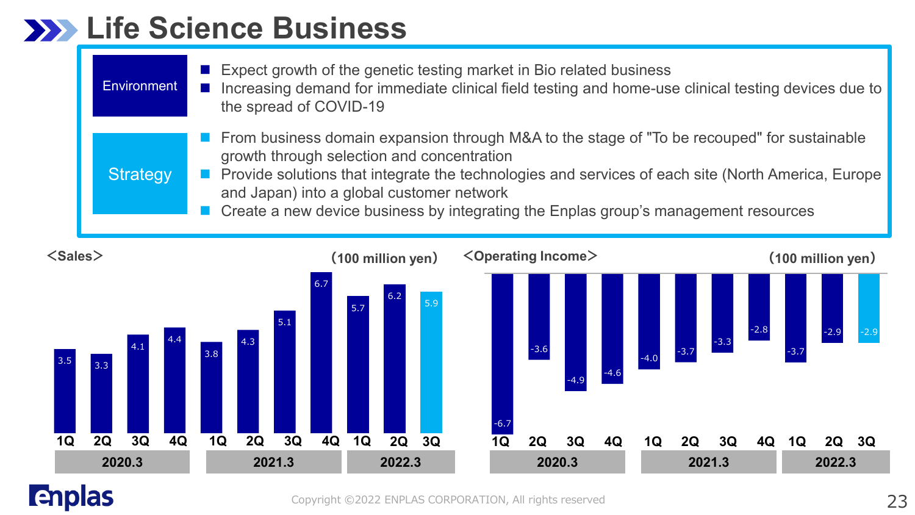# Life Science Business

**Environment**

- Expect growth of the genetic testing market in Bio related business
- Increasing demand for immediate clinical field testing and home-use clinical testing devices due to the spread of COVID-19

**Strategy**

- From business domain expansion through M&A to the stage of "To be recouped" for sustainable growth through selection and concentration
- Provide solutions that integrate the technologies and services of each site (North America, Europe and Japan) into a global customer network
- Create a new device business by integrating the Enplas group's management resources

**<Sales>** (100 million yen)

| Fiscal year | 1Q | 2Q | 3Q | 4Q |
|---|---|---|---|---|
| 2020.3 | 3.5 | 3.3 | 4.1 | 4.4 |
| 2021.3 | 3.8 | 4.3 | 5.1 | 6.7 |
| 2022.3 | 5.7 | 6.2 | 5.9 | |

**<Operating Income>** (100 million yen)

| Fiscal year | 1Q | 2Q | 3Q | 4Q |
|---|---|---|---|---|
| 2020.3 | -6.7 | -3.6 | -4.9 | -4.6 |
| 2021.3 | -4.0 | -3.7 | -3.3 | -2.8 |
| 2022.3 | -3.7 | -2.9 | -2.9 | |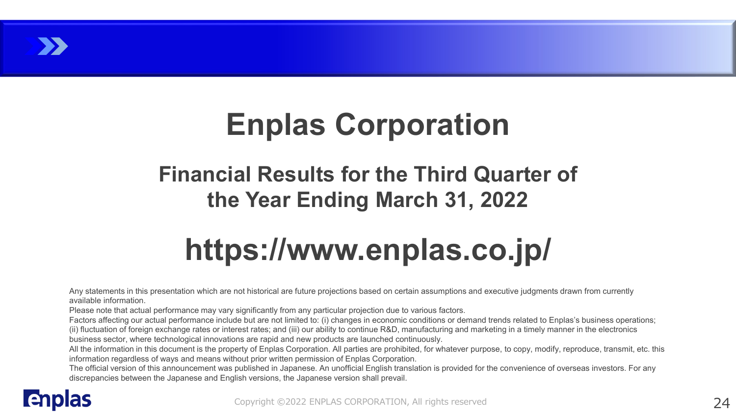# Enplas Corporation

## Financial Results for the Third Quarter of the Year Ending March 31, 2022

# https://www.enplas.co.jp/

Any statements in this presentation which are not historical are future projections based on certain assumptions and executive judgments drawn from currently available information.
Please note that actual performance may vary significantly from any particular projection due to various factors.
Factors affecting our actual performance include but are not limited to: (i) changes in economic conditions or demand trends related to Enplas's business operations; (ii) fluctuation of foreign exchange rates or interest rates; and (iii) our ability to continue R&D, manufacturing and marketing in a timely manner in the electronics business sector, where technological innovations are rapid and new products are launched continuously.
All the information in this document is the property of Enplas Corporation. All parties are prohibited, for whatever purpose, to copy, modify, reproduce, transmit, etc. this information regardless of ways and means without prior written permission of Enplas Corporation.
The official version of this announcement was published in Japanese. An unofficial English translation is provided for the convenience of overseas investors. For any discrepancies between the Japanese and English versions, the Japanese version shall prevail.

Copyright ©2022 ENPLAS CORPORATION, All rights reserved